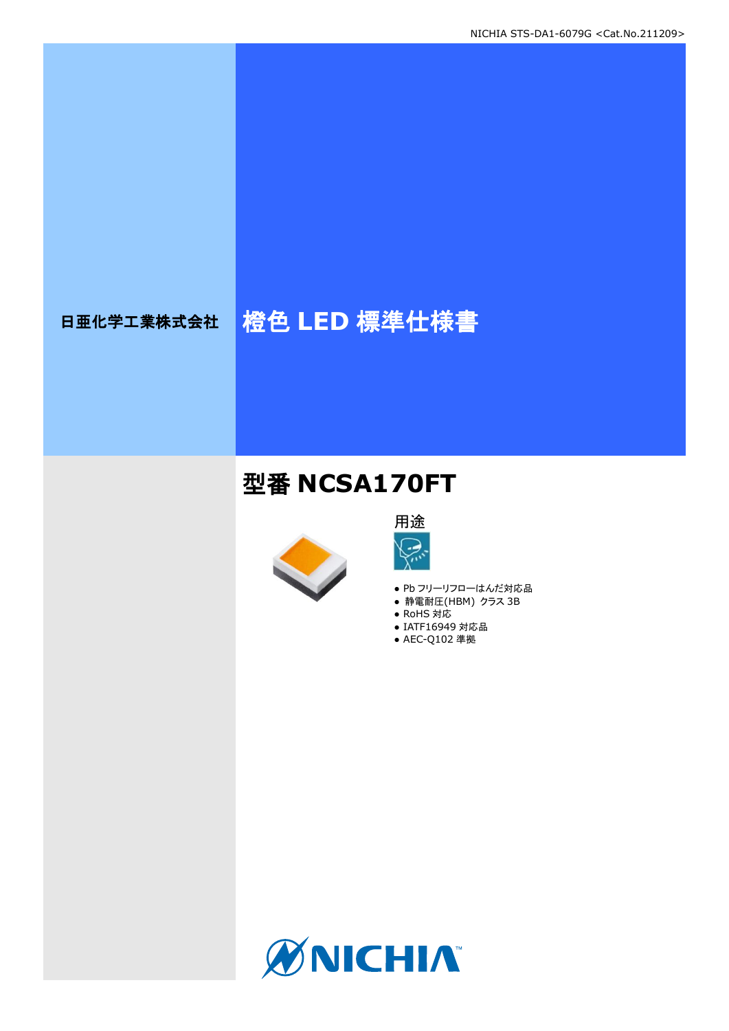日亜化学工業株式会社

# 橙色 LED 標準仕様書

## 型番 NCSA170FT

用途

- Pb フリーリフローはんだ対応品
- 静電耐圧(HBM) クラス 3B
- RoHS 対応
- IATF16949 対応品
- AEC-Q102 準拠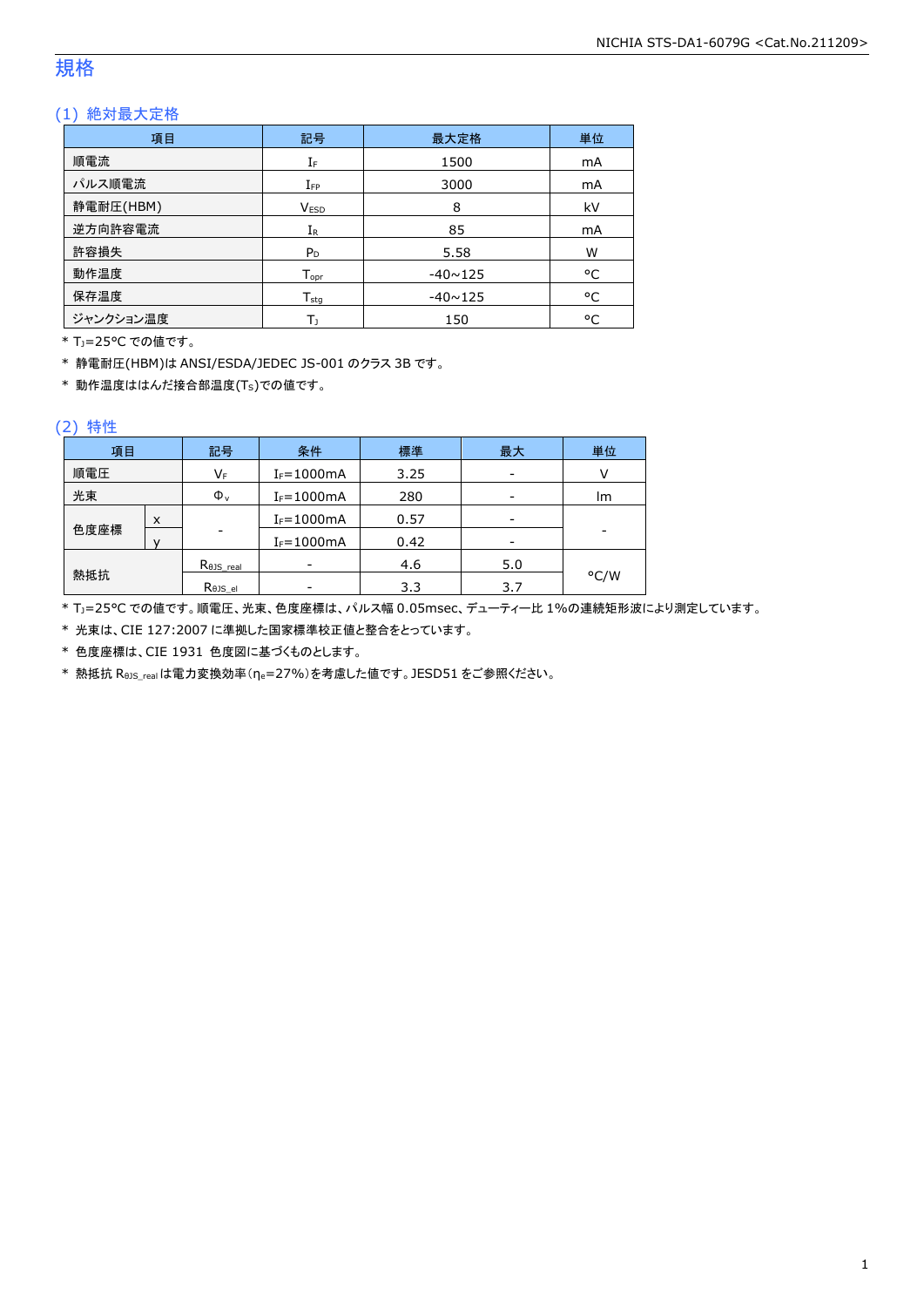# 規格

## (1) 絶対最大定格

| 項目 | 記号 | 最大定格 | 単位 |
|---|---|---|---|
| 順電流 | $I_F$ | 1500 | mA |
| パルス順電流 | $I_{FP}$ | 3000 | mA |
| 静電耐圧(HBM) | $V_{ESD}$ | 8 | kV |
| 逆方向許容電流 | $I_R$ | 85 | mA |
| 許容損失 | $P_D$ | 5.58 | W |
| 動作温度 | $T_{opr}$ | -40~125 | °C |
| 保存温度 | $T_{stg}$ | -40~125 | °C |
| ジャンクション温度 | $T_J$ | 150 | °C |

\* $T_J$=25°C での値です。

\* 静電耐圧(HBM)は ANSI/ESDA/JEDEC JS-001 のクラス 3B です。

\* 動作温度ははんだ接合部温度($T_S$)での値です。

## (2) 特性

| 項目 | | 記号 | 条件 | 標準 | 最大 | 単位 |
|---|---|---|---|---|---|---|
| 順電圧 | | $V_F$ | $I_F$=1000mA | 3.25 | - | V |
| 光束 | | $\Phi_v$ | $I_F$=1000mA | 280 | - | lm |
| 色度座標 | x | - | $I_F$=1000mA | 0.57 | - | - |
| | y | | $I_F$=1000mA | 0.42 | - | |
| 熱抵抗 | | $R_{\theta JS\_real}$ | - | 4.6 | 5.0 | °C/W |
| | | $R_{\theta JS\_el}$ | - | 3.3 | 3.7 | |

\* $T_J$=25°C での値です。順電圧、光束、色度座標は、パルス幅 0.05msec、デューティー比 1%の連続矩形波により測定しています。

\* 光束は、CIE 127:2007 に準拠した国家標準校正値と整合をとっています。

\* 色度座標は、CIE 1931 色度図に基づくものとします。

\* 熱抵抗 $R_{\theta JS\_real}$ は電力変換効率($\eta_e$=27%)を考慮した値です。JESD51 をご参照ください。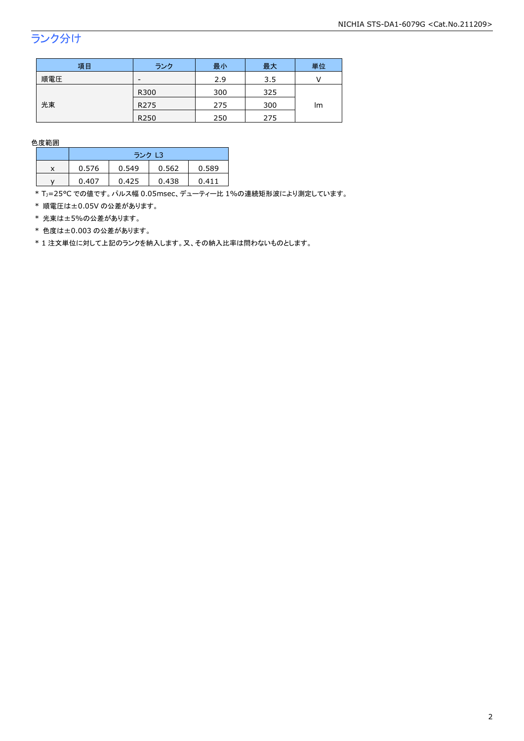## ランク分け

| 項目 | ランク | 最小 | 最大 | 単位 |
|---|---|---|---|---|
| 順電圧 | - | 2.9 | 3.5 | V |
| 光束 | R300 | 300 | 325 | lm |
| | R275 | 275 | 300 | |
| | R250 | 250 | 275 | |

色度範囲

| | ランク L3 | | | |
|---|---|---|---|---|
| x | 0.576 | 0.549 | 0.562 | 0.589 |
| y | 0.407 | 0.425 | 0.438 | 0.411 |

* $T_J$=25°C での値です。パルス幅 0.05msec、デューティー比 1%の連続矩形波により測定しています。
* 順電圧は±0.05V の公差があります。
* 光束は±5%の公差があります。
* 色度は±0.003 の公差があります。
* 1 注文単位に対して上記のランクを納入します。又、その納入比率は問わないものとします。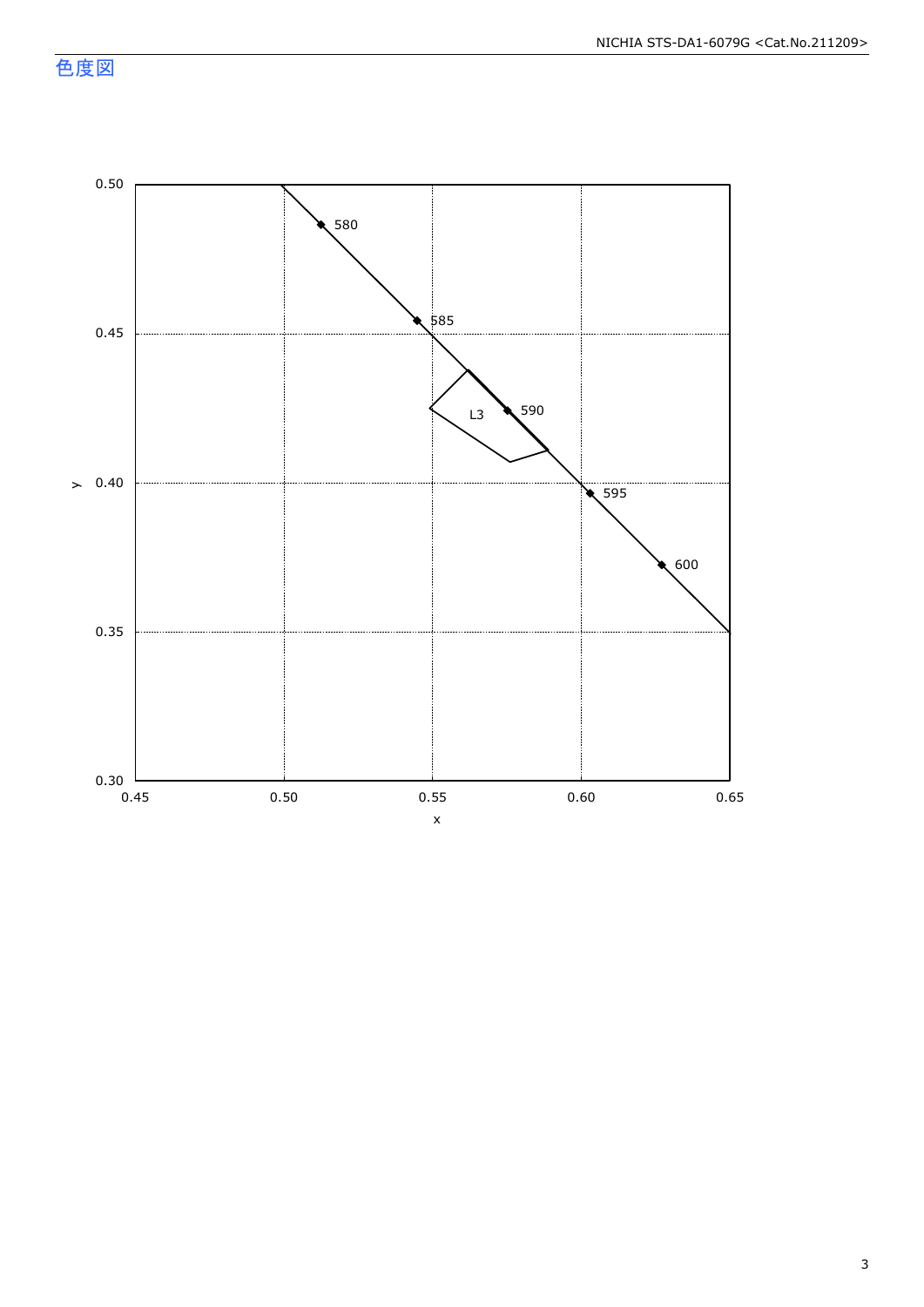## 色度図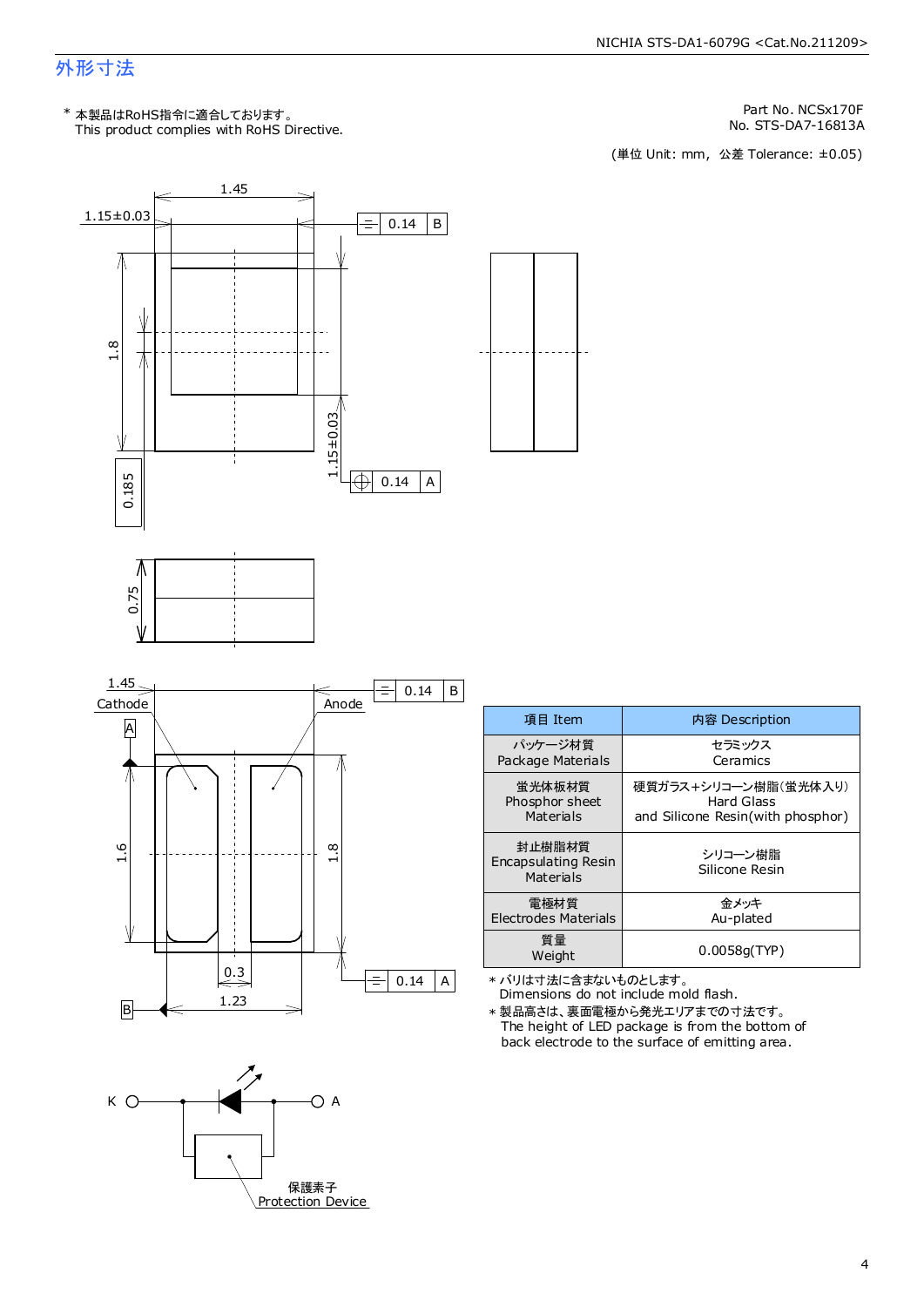## 外形寸法

＊ 本製品はRoHS指令に適合しております。
This product complies with RoHS Directive.

Part No. NCSx170F
No. STS-DA7-16813A

(単位 Unit: mm,  公差 Tolerance: ±0.05)

1.45
1.15±0.03
0.14 B
1.8
1.15±0.03
0.14 A
0.185
0.75

1.45
Cathode
Anode
0.14 B
A
1.6
1.8
0.3
1.23
B
0.14 A

K
A
保護素子
Protection Device

| 項目 Item | 内容 Description |
|---|---|
| パッケージ材質<br>Package Materials | セラミックス<br>Ceramics |
| 蛍光体板材質<br>Phosphor sheet Materials | 硬質ガラス+シリコーン樹脂(蛍光体入り)<br>Hard Glass<br>and Silicone Resin(with phosphor) |
| 封止樹脂材質<br>Encapsulating Resin Materials | シリコーン樹脂<br>Silicone Resin |
| 電極材質<br>Electrodes Materials | 金メッキ<br>Au-plated |
| 質量<br>Weight | 0.0058g(TYP) |

＊ バリは寸法に含まないものとします。
Dimensions do not include mold flash.

＊ 製品高さは、裏面電極から発光エリアまでの寸法です。
The height of LED package is from the bottom of back electrode to the surface of emitting area.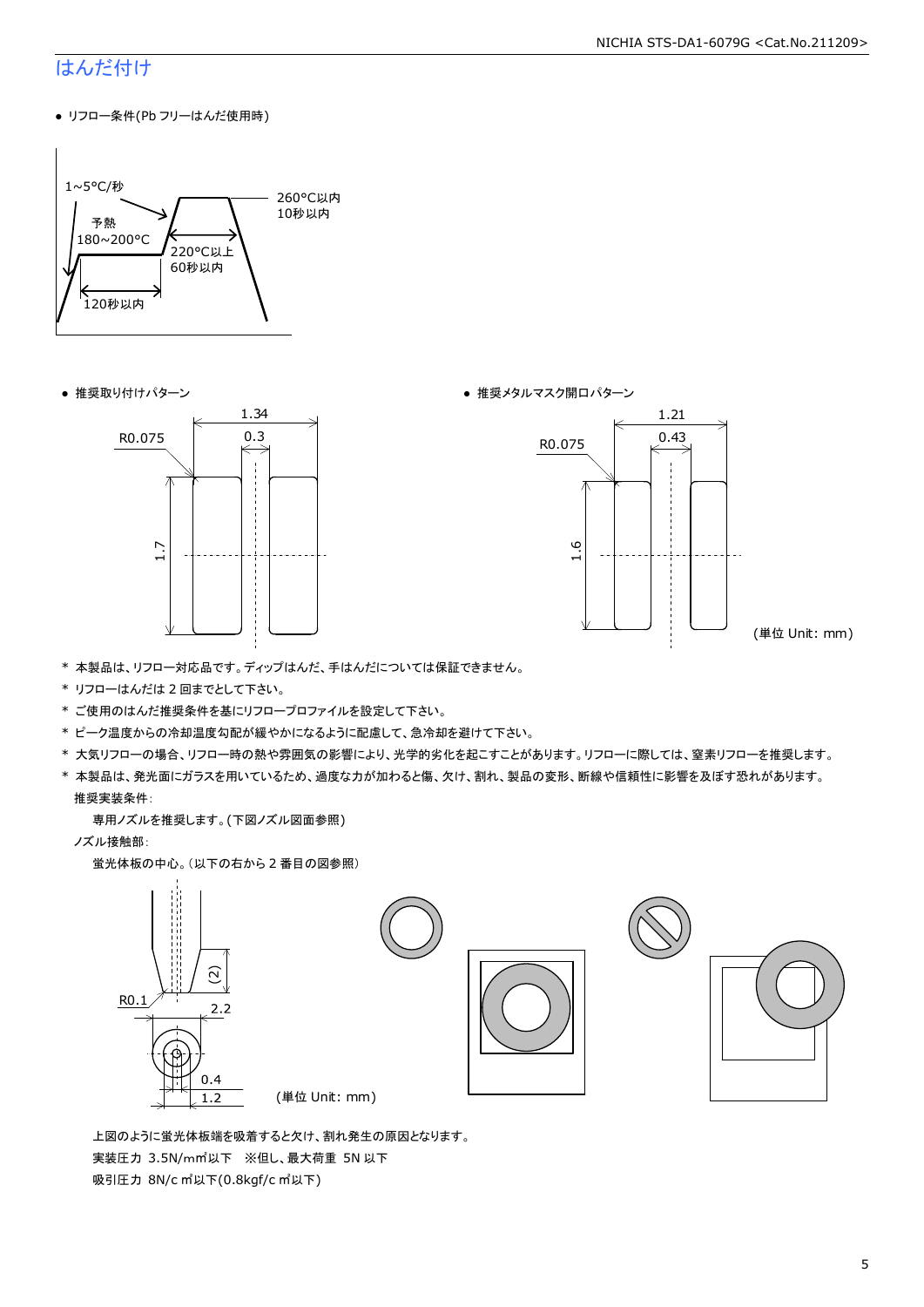# はんだ付け

- リフロー条件(Pb フリーはんだ使用時)

1~5°C/秒
予熱
180~200°C
120秒以内
220°C以上
60秒以内
260°C以内
10秒以内

- 推奨取り付けパターン

R0.075
1.34
0.3
1.7

- 推奨メタルマスク開口パターン

R0.075
1.21
0.43
1.6

(単位 Unit: mm)

* 本製品は、リフロー対応品です。ディップはんだ、手はんだについては保証できません。
* リフローはんだは 2 回までとして下さい。
* ご使用のはんだ推奨条件を基にリフロープロファイルを設定して下さい。
* ピーク温度からの冷却温度勾配が緩やかになるように配慮して、急冷却を避けて下さい。
* 大気リフローの場合、リフロー時の熱や雰囲気の影響により、光学的劣化を起こすことがあります。リフローに際しては、窒素リフローを推奨します。
* 本製品は、発光面にガラスを用いているため、過度な力が加わると傷、欠け、割れ、製品の変形、断線や信頼性に影響を及ぼす恐れがあります。

推奨実装条件:

専用ノズルを推奨します。(下図ノズル図面参照)

ノズル接触部:

蛍光体板の中心。(以下の右から 2 番目の図参照)

R0.1
(2)
2.2
0.4
1.2

(単位 Unit: mm)

上図のように蛍光体板端を吸着すると欠け、割れ発生の原因となります。

実装圧力 3.5N/mm²以下 ※但し、最大荷重 5N 以下

吸引圧力 8N/cm²以下(0.8kgf/cm²以下)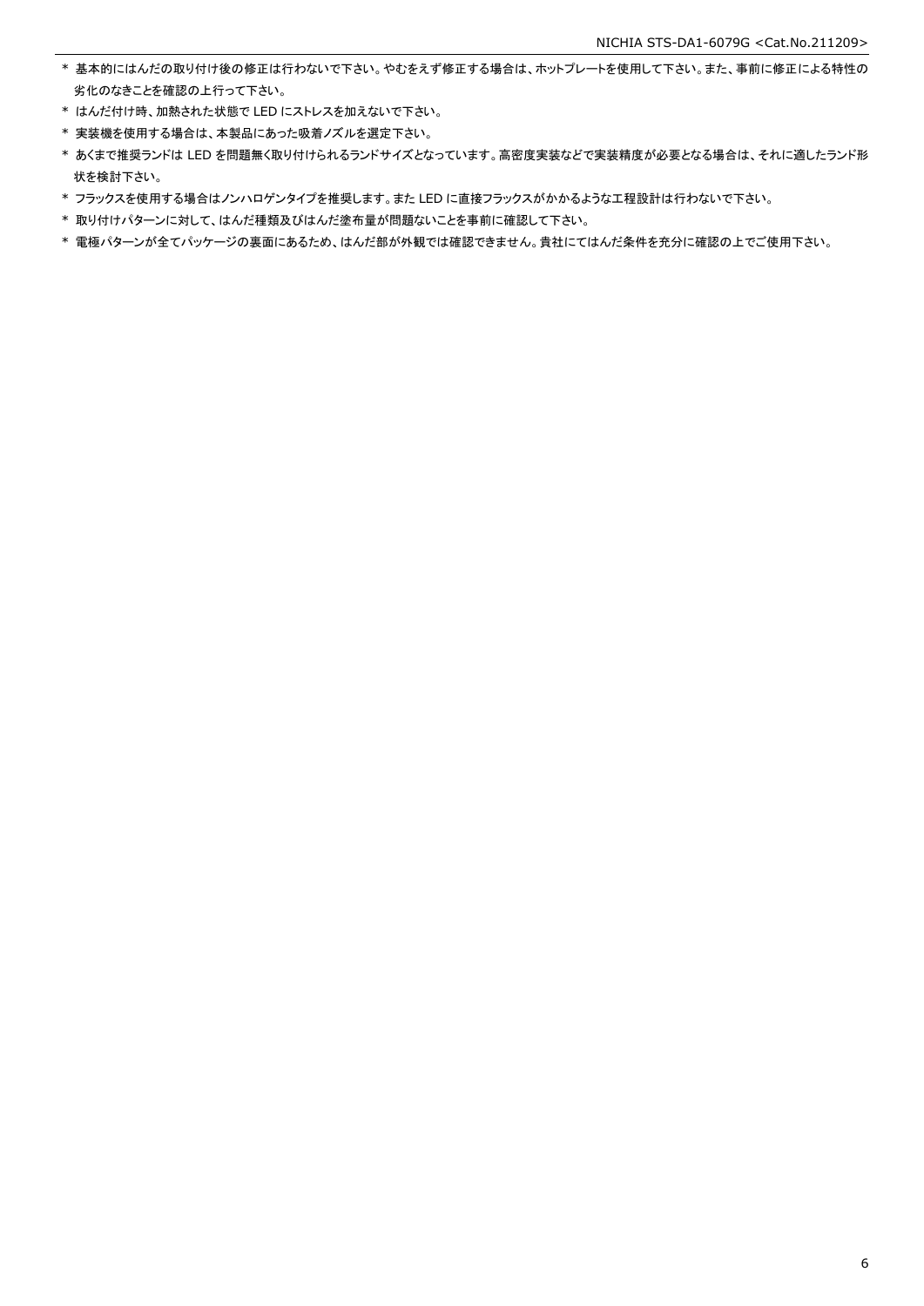* 基本的にはんだの取り付け後の修正は行わないで下さい。やむをえず修正する場合は、ホットプレートを使用して下さい。また、事前に修正による特性の劣化のなきことを確認の上行って下さい。
* はんだ付け時、加熱された状態で LED にストレスを加えないで下さい。
* 実装機を使用する場合は、本製品にあった吸着ノズルを選定下さい。
* あくまで推奨ランドは LED を問題無く取り付けられるランドサイズとなっています。高密度実装などで実装精度が必要となる場合は、それに適したランド形状を検討下さい。
* フラックスを使用する場合はノンハロゲンタイプを推奨します。また LED に直接フラックスがかかるような工程設計は行わないで下さい。
* 取り付けパターンに対して、はんだ種類及びはんだ塗布量が問題ないことを事前に確認して下さい。
* 電極パターンが全てパッケージの裏面にあるため、はんだ部が外観では確認できません。貴社にてはんだ条件を充分に確認の上でご使用下さい。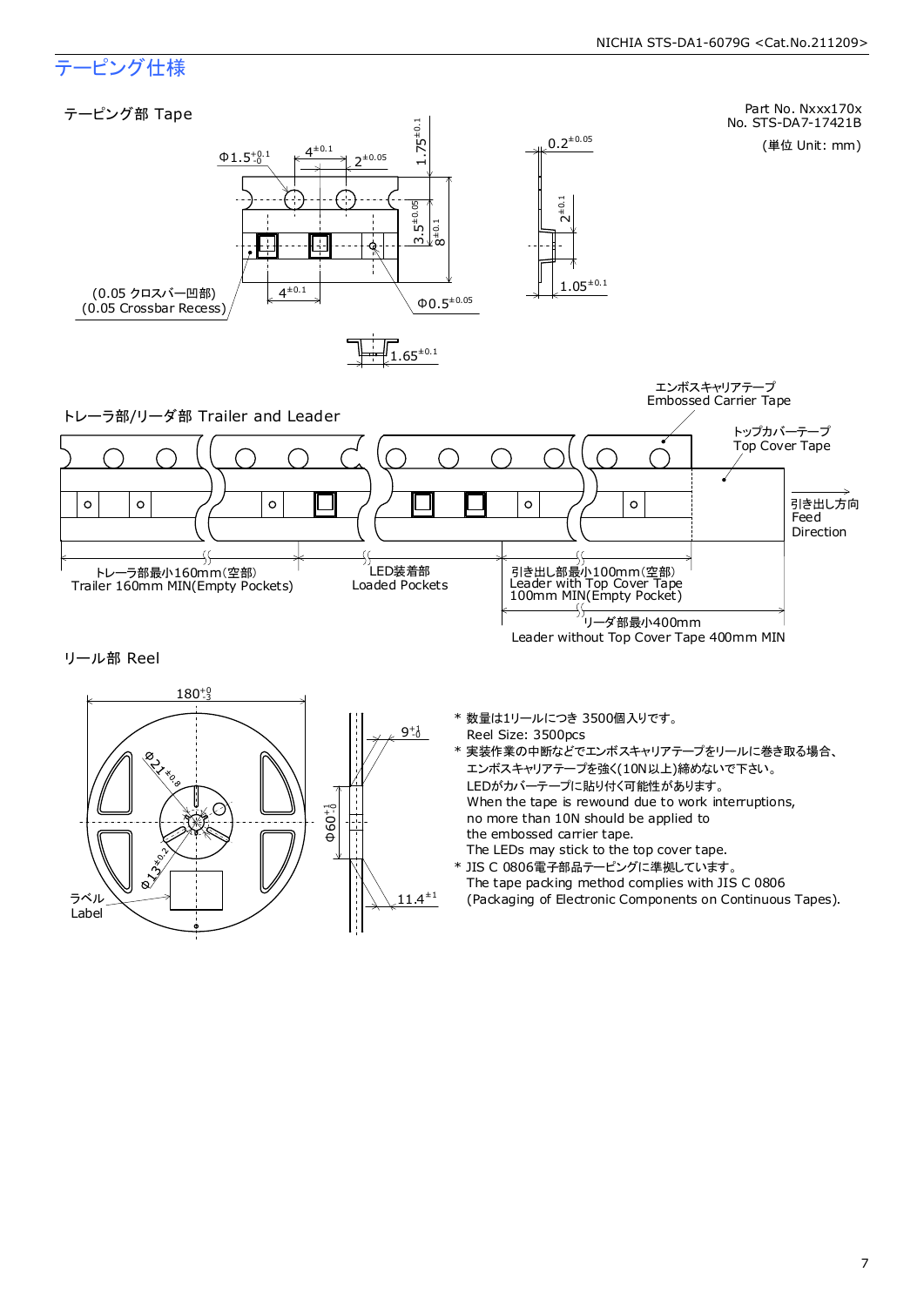# テーピング仕様

Part No. Nxxx170x
No. STS-DA7-17421B

(単位 Unit: mm)

## テーピング部 Tape

$\Phi 1.5^{+0.1}_{-0}$

$4^{\pm 0.1}$

$2^{\pm 0.05}$

$1.75^{\pm 0.1}$

$3.5^{\pm 0.05}$

$8^{\pm 0.1}$

$0.2^{\pm 0.05}$

$2^{\pm 0.1}$

$1.05^{\pm 0.1}$

(0.05 クロスバー凹部)
(0.05 Crossbar Recess)

$4^{\pm 0.1}$

$\Phi 0.5^{\pm 0.05}$

$1.65^{\pm 0.1}$

## トレーラ部/リーダ部 Trailer and Leader

エンボスキャリアテープ
Embossed Carrier Tape

トップカバーテープ
Top Cover Tape

引き出し方向
Feed
Direction

トレーラ部最小160mm(空部)
Trailer 160mm MIN(Empty Pockets)

LED装着部
Loaded Pockets

引き出し部最小100mm(空部)
Leader with Top Cover Tape
100mm MIN(Empty Pocket)

リーダ部最小400mm
Leader without Top Cover Tape 400mm MIN

## リール部 Reel

$180^{+0}_{-3}$

$\Phi 21^{\pm 0.8}$

$\Phi 13^{\pm 0.2}$

ラベル
Label

$9^{+1}_{-0}$

$\Phi 60^{+1}_{-0}$

$11.4^{\pm 1}$

- \* 数量は1リールにつき 3500個入りです。
  Reel Size: 3500pcs
- \* 実装作業の中断などでエンボスキャリアテープをリールに巻き取る場合、
  エンボスキャリアテープを強く(10N以上)締めないで下さい。
  LEDがカバーテープに貼り付く可能性があります。
  When the tape is rewound due to work interruptions,
  no more than 10N should be applied to
  the embossed carrier tape.
  The LEDs may stick to the top cover tape.
- \* JIS C 0806電子部品テーピングに準拠しています。
  The tape packing method complies with JIS C 0806
  (Packaging of Electronic Components on Continuous Tapes).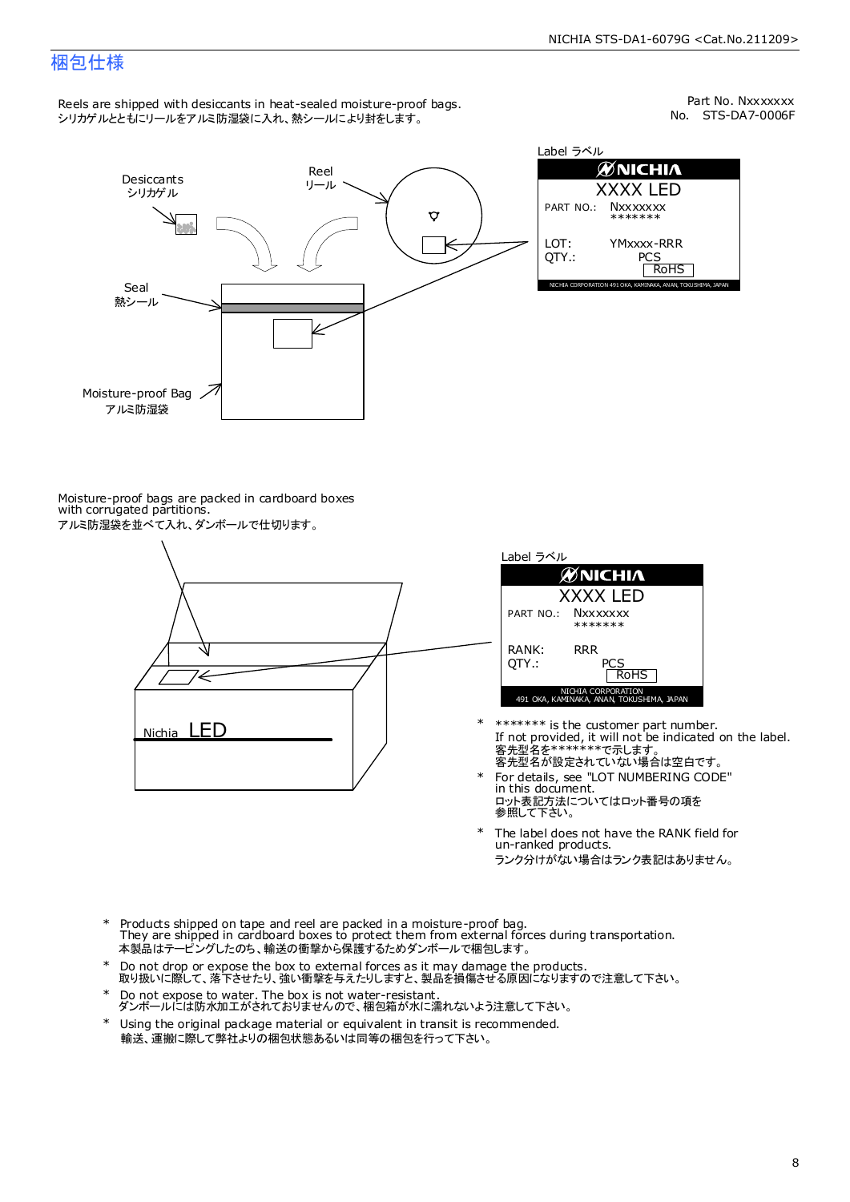# 梱包仕様

Part No. Nxxxxxxx
No. STS-DA7-0006F

Reels are shipped with desiccants in heat-sealed moisture-proof bags.
シリカゲルとともにリールをアルミ防湿袋に入れ、熱シールにより封をします。

Desiccants
シリカゲル

Reel
リール

Seal
熱シール

Moisture-proof Bag
アルミ防湿袋

Label ラベル

NICHIA
XXXX LED
PART NO.: Nxxxxxxx
*******
LOT: YMxxxx-RRR
QTY.: PCS
RoHS
NICHIA CORPORATION 491 OKA, KAMINAKA, ANAN, TOKUSHIMA, JAPAN

Moisture-proof bags are packed in cardboard boxes with corrugated partitions.
アルミ防湿袋を並べて入れ、ダンボールで仕切ります。

Nichia LED

Label ラベル

NICHIA
XXXX LED
PART NO.: Nxxxxxxx
*******
RANK: RRR
QTY.: PCS
RoHS
NICHIA CORPORATION
491 OKA, KAMINAKA, ANAN, TOKUSHIMA, JAPAN

- \* ******* is the customer part number.
  If not provided, it will not be indicated on the label.
  客先型名を*******で示します。
  客先型名が設定されていない場合は空白です。
- \* For details, see "LOT NUMBERING CODE" in this document.
  ロット表記方法についてはロット番号の項を参照して下さい。
- \* The label does not have the RANK field for un-ranked products.
  ランク分けがない場合はランク表記はありません。

- \* Products shipped on tape and reel are packed in a moisture-proof bag.
  They are shipped in cardboard boxes to protect them from external forces during transportation.
  本製品はテーピングしたのち、輸送の衝撃から保護するためダンボールで梱包します。
- \* Do not drop or expose the box to external forces as it may damage the products.
  取り扱いに際して、落下させたり、強い衝撃を与えたりしますと、製品を損傷させる原因になりますので注意して下さい。
- \* Do not expose to water. The box is not water-resistant.
  ダンボールには防水加工がされておりませんので、梱包箱が水に濡れないよう注意して下さい。
- \* Using the original package material or equivalent in transit is recommended.
  輸送、運搬に際して弊社よりの梱包状態あるいは同等の梱包を行って下さい。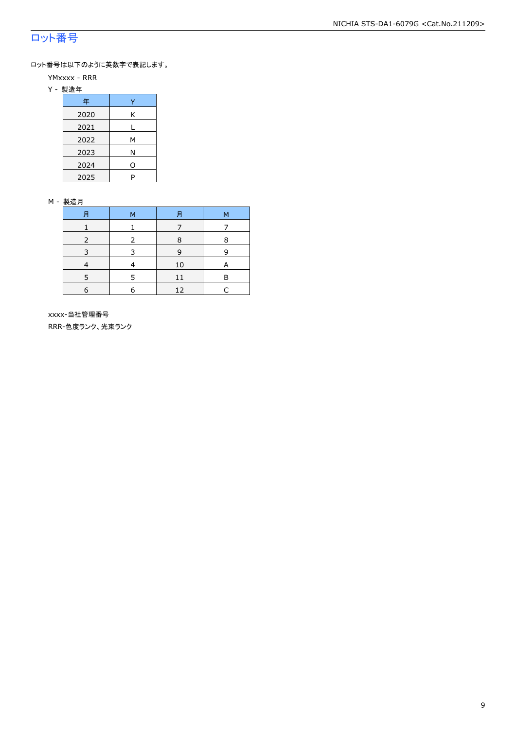## ロット番号

ロット番号は以下のように英数字で表記します。

YMxxxx - RRR

Y - 製造年

| 年 | Y |
|---|---|
| 2020 | K |
| 2021 | L |
| 2022 | M |
| 2023 | N |
| 2024 | O |
| 2025 | P |

M - 製造月

| 月 | M | 月 | M |
|---|---|---|---|
| 1 | 1 | 7 | 7 |
| 2 | 2 | 8 | 8 |
| 3 | 3 | 9 | 9 |
| 4 | 4 | 10 | A |
| 5 | 5 | 11 | B |
| 6 | 6 | 12 | C |

xxxx-当社管理番号

RRR-色度ランク、光束ランク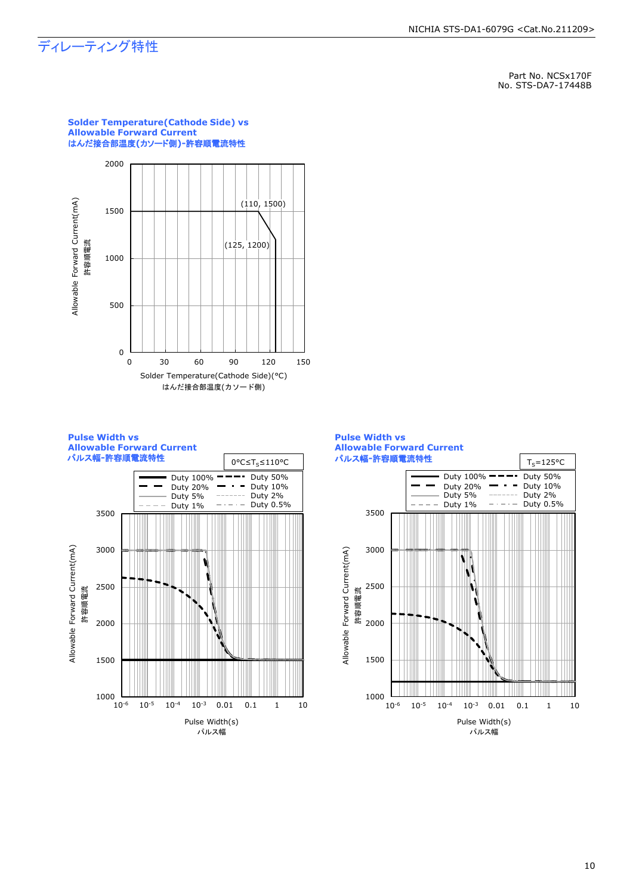# ディレーティング特性

Part No. NCSx170F
No. STS-DA7-17448B

### Solder Temperature(Cathode Side) vs Allowable Forward Current
### はんだ接合部温度(カソード側)-許容順電流特性

Allowable Forward Current(mA)
許容順電流

(110, 1500)
(125, 1200)

Solder Temperature(Cathode Side)(°C)
はんだ接合部温度(カソード側)

### Pulse Width vs Allowable Forward Current
### パルス幅-許容順電流特性

$0°C \leq T_S \leq 110°C$

Duty 100% Duty 50%
Duty 20% Duty 10%
Duty 5% Duty 2%
Duty 1% Duty 0.5%

Allowable Forward Current(mA)
許容順電流

Pulse Width(s)
パルス幅

### Pulse Width vs Allowable Forward Current
### パルス幅-許容順電流特性

$T_S=125°C$

Duty 100% Duty 50%
Duty 20% Duty 10%
Duty 5% Duty 2%
Duty 1% Duty 0.5%

Allowable Forward Current(mA)
許容順電流

Pulse Width(s)
パルス幅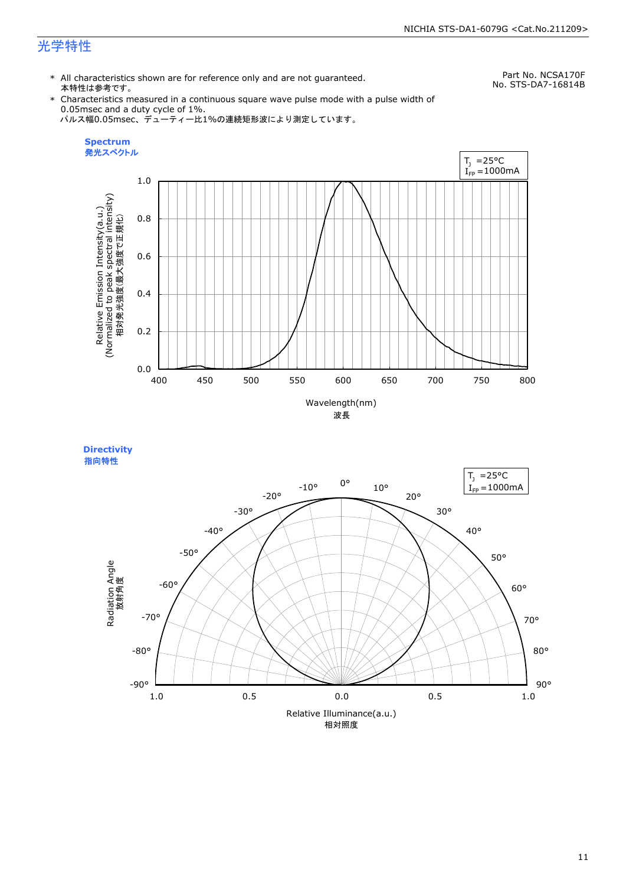## 光学特性

Part No. NCSA170F
No. STS-DA7-16814B

- \* All characteristics shown are for reference only and are not guaranteed.
  本特性は参考です。
- \* Characteristics measured in a continuous square wave pulse mode with a pulse width of 0.05msec and a duty cycle of 1%.
  パルス幅0.05msec、デューティー比1%の連続矩形波により測定しています。

### Spectrum
### 発光スペクトル

$T_J$ =25°C
$I_{FP}$ =1000mA

Relative Emission Intensity(a.u.)
(Normalized to peak spectral intensity)
相対発光強度(最大強度で正規化)

Wavelength(nm)
波長

### Directivity
### 指向特性

$T_J$ =25°C
$I_{FP}$ =1000mA

Radiation Angle
放射角度

Relative Illuminance(a.u.)
相対照度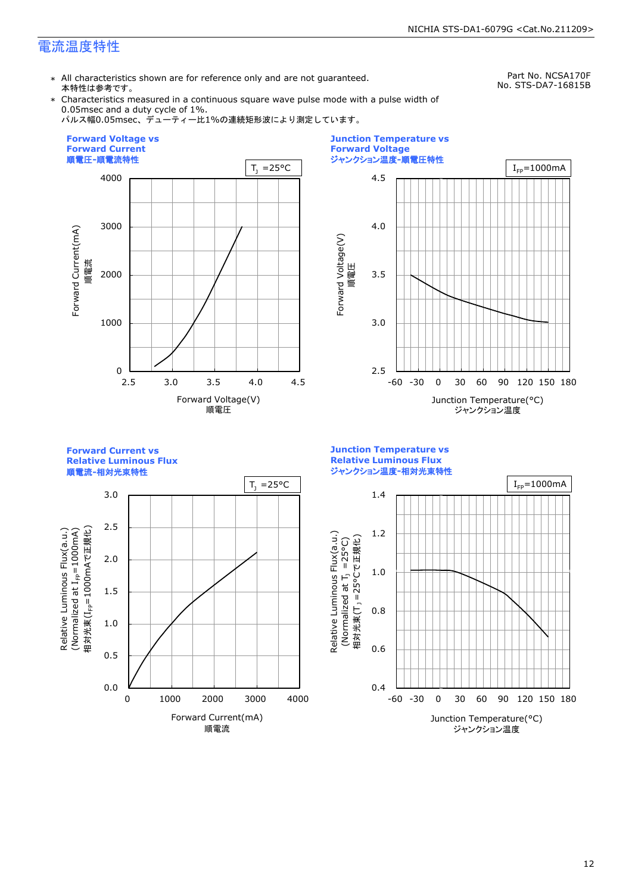# 電流温度特性

Part No. NCSA170F
No. STS-DA7-16815B

* All characteristics shown are for reference only and are not guaranteed.
  本特性は参考です。
* Characteristics measured in a continuous square wave pulse mode with a pulse width of 0.05msec and a duty cycle of 1%.
  パルス幅0.05msec、デューティー比1%の連続矩形波により測定しています。

**Forward Voltage vs Forward Current**
**順電圧-順電流特性**

$T_J$ =25°C

Forward Current(mA) 順電流
Forward Voltage(V) 順電圧

**Junction Temperature vs Forward Voltage**
**ジャンクション温度-順電圧特性**

$I_{FP}$=1000mA

Forward Voltage(V) 順電圧
Junction Temperature(°C) ジャンクション温度

**Forward Current vs Relative Luminous Flux**
**順電流-相対光束特性**

$T_J$ =25°C

Relative Luminous Flux(a.u.) (Normalized at $I_{FP}$=1000mA) 相対光束($I_{FP}$=1000mAで正規化)
Forward Current(mA) 順電流

**Junction Temperature vs Relative Luminous Flux**
**ジャンクション温度-相対光束特性**

$I_{FP}$=1000mA

Relative Luminous Flux(a.u.) (Normalized at $T_J$ =25°C) 相対光束($T_J$ =25°Cで正規化)
Junction Temperature(°C) ジャンクション温度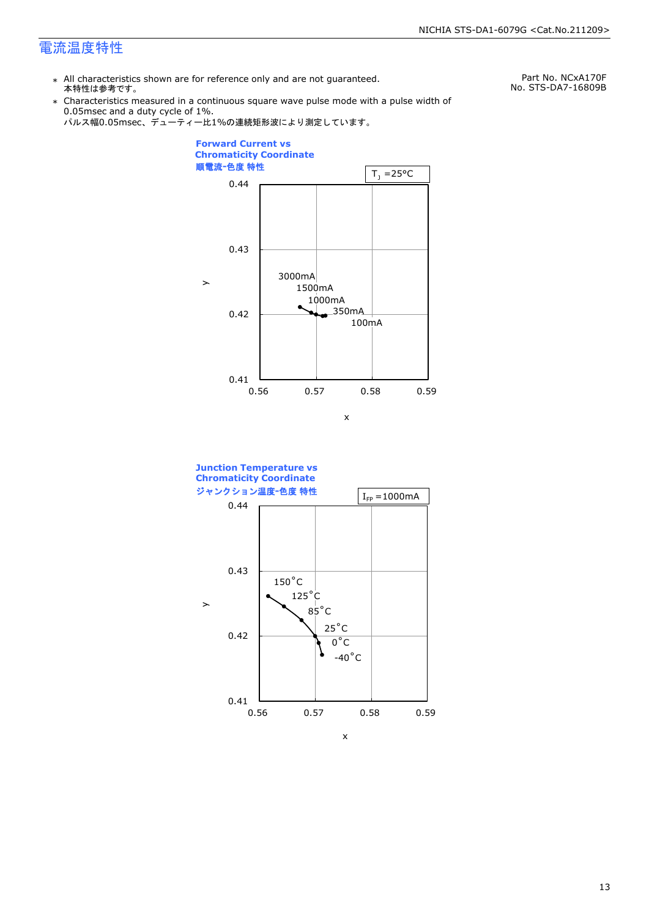## 電流温度特性

Part No. NCxA170F
No. STS-DA7-16809B

- ＊ All characteristics shown are for reference only and are not guaranteed.
  本特性は参考です。
- ＊ Characteristics measured in a continuous square wave pulse mode with a pulse width of 0.05msec and a duty cycle of 1%.
  パルス幅0.05msec、デューティー比1%の連続矩形波により測定しています。

**Forward Current vs Chromaticity Coordinate**
**順電流-色度 特性**

$T_J$ =25°C

| Forward Current |
|---|
| 3000mA |
| 1500mA |
| 1000mA |
| 350mA |
| 100mA |

(Axes: x 0.56–0.59, y 0.41–0.44)

**Junction Temperature vs Chromaticity Coordinate**
**ジャンクション温度-色度 特性**

$I_{FP}$ =1000mA

| Junction Temperature |
|---|
| 150°C |
| 125°C |
| 85°C |
| 25°C |
| 0°C |
| -40°C |

(Axes: x 0.56–0.59, y 0.41–0.44)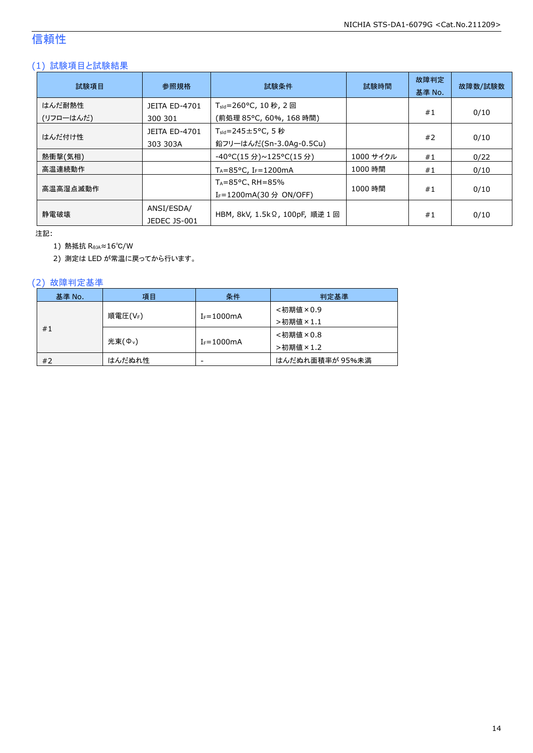# 信頼性

## (1) 試験項目と試験結果

| 試験項目 | 参照規格 | 試験条件 | 試験時間 | 故障判定基準 No. | 故障数/試験数 |
|---|---|---|---|---|---|
| はんだ耐熱性(リフローはんだ) | JEITA ED-4701 300 301 | $T_{sld}$=260°C, 10 秒, 2 回 (前処理 85°C, 60%, 168 時間) | | #1 | 0/10 |
| はんだ付け性 | JEITA ED-4701 303 303A | $T_{sld}$=245±5°C, 5 秒 鉛フリーはんだ(Sn-3.0Ag-0.5Cu) | | #2 | 0/10 |
| 熱衝撃(気相) | | -40°C(15 分)~125°C(15 分) | 1000 サイクル | #1 | 0/22 |
| 高温連続動作 | | $T_A$=85°C, $I_F$=1200mA | 1000 時間 | #1 | 0/10 |
| 高温高湿点滅動作 | | $T_A$=85°C、RH=85% $I_F$=1200mA(30 分 ON/OFF) | 1000 時間 | #1 | 0/10 |
| 静電破壊 | ANSI/ESDA/ JEDEC JS-001 | HBM, 8kV, 1.5kΩ, 100pF, 順逆 1 回 | | #1 | 0/10 |

注記:

1) 熱抵抗 $R_{\theta JA}$≈16℃/W
2) 測定は LED が常温に戻ってから行います。

## (2) 故障判定基準

| 基準 No. | 項目 | 条件 | 判定基準 |
|---|---|---|---|
| #1 | 順電圧($V_F$) | $I_F$=1000mA | <初期値×0.9 >初期値×1.1 |
| | 光束($\Phi_v$) | $I_F$=1000mA | <初期値×0.8 >初期値×1.2 |
| #2 | はんだぬれ性 | - | はんだぬれ面積率が 95%未満 |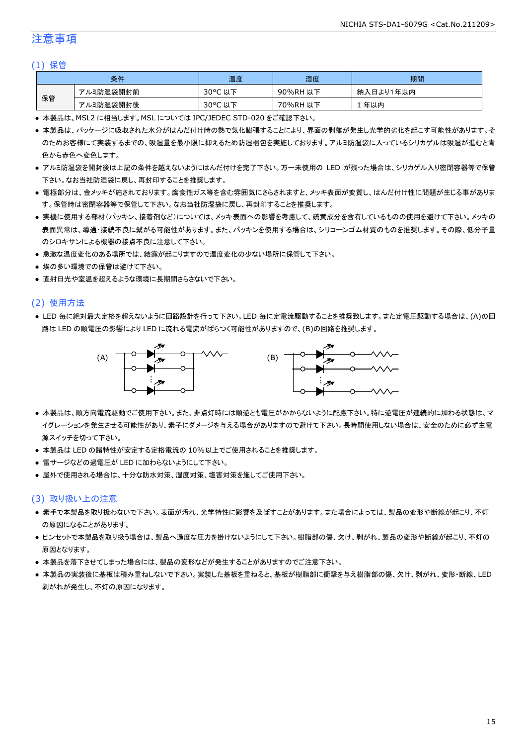# 注意事項

## (1) 保管

| 条件 | | 温度 | 湿度 | 期間 |
|---|---|---|---|---|
| 保管 | アルミ防湿袋開封前 | 30°C 以下 | 90%RH 以下 | 納入日より1年以内 |
| | アルミ防湿袋開封後 | 30°C 以下 | 70%RH 以下 | 1 年以内 |

- 本製品は、MSL2 に相当します。MSL については IPC/JEDEC STD-020 をご確認下さい。
- 本製品は、パッケージに吸収された水分がはんだ付け時の熱で気化膨張することにより、界面の剥離が発生し光学的劣化を起こす可能性があります。そのためお客様にて実装するまでの、吸湿量を最小限に抑えるため防湿梱包を実施しております。アルミ防湿袋に入っているシリカゲルは吸湿が進むと青色から赤色へ変色します。
- アルミ防湿袋を開封後は上記の条件を越えないようにはんだ付けを完了下さい。万一未使用の LED が残った場合は、シリカゲル入り密閉容器等で保管下さい。なお当社防湿袋に戻し、再封印することを推奨します。
- 電極部分は、金メッキが施されております。腐食性ガス等を含む雰囲気にさらされますと、メッキ表面が変質し、はんだ付け性に問題が生じる事があります。保管時は密閉容器等で保管して下さい。なお当社防湿袋に戻し、再封印することを推奨します。
- 実機に使用する部材（パッキン、接着剤など）については、メッキ表面への影響を考慮して、硫黄成分を含有しているものの使用を避けて下さい。メッキの表面異常は、導通・接続不良に繋がる可能性があります。また、パッキンを使用する場合は、シリコーンゴム材質のものを推奨します。その際、低分子量のシロキサンによる機器の接点不良に注意して下さい。
- 急激な温度変化のある場所では、結露が起こりますので温度変化の少ない場所に保管して下さい。
- 埃の多い環境での保管は避けて下さい。
- 直射日光や室温を超えるような環境に長期間さらさないで下さい。

## (2) 使用方法

- LED 毎に絶対最大定格を超えないように回路設計を行って下さい。LED 毎に定電流駆動することを推奨致します。また定電圧駆動する場合は、(A)の回路は LED の順電圧の影響により LED に流れる電流がばらつく可能性がありますので、(B)の回路を推奨します。

(A)　　　　　(B)

- 本製品は、順方向電流駆動でご使用下さい。また、非点灯時には順逆とも電圧がかからないように配慮下さい。特に逆電圧が連続的に加わる状態は、マイグレーションを発生させる可能性があり、素子にダメージを与える場合がありますので避けて下さい。長時間使用しない場合は、安全のために必ず主電源スイッチを切って下さい。
- 本製品は LED の諸特性が安定する定格電流の 10%以上でご使用されることを推奨します。
- 雷サージなどの過電圧が LED に加わらないようにして下さい。
- 屋外で使用される場合は、十分な防水対策、湿度対策、塩害対策を施してご使用下さい。

## (3) 取り扱い上の注意

- 素手で本製品を取り扱わないで下さい。表面が汚れ、光学特性に影響を及ぼすことがあります。また場合によっては、製品の変形や断線が起こり、不灯の原因になることがあります。
- ピンセットで本製品を取り扱う場合は、製品へ過度な圧力を掛けないようにして下さい。樹脂部の傷、欠け、剥がれ、製品の変形や断線が起こり、不灯の原因となります。
- 本製品を落下させてしまった場合には、製品の変形などが発生することがありますのでご注意下さい。
- 本製品の実装後に基板は積み重ねしないで下さい。実装した基板を重ねると、基板が樹脂部に衝撃を与え樹脂部の傷、欠け、剥がれ、変形・断線、LED 剥がれが発生し、不灯の原因になります。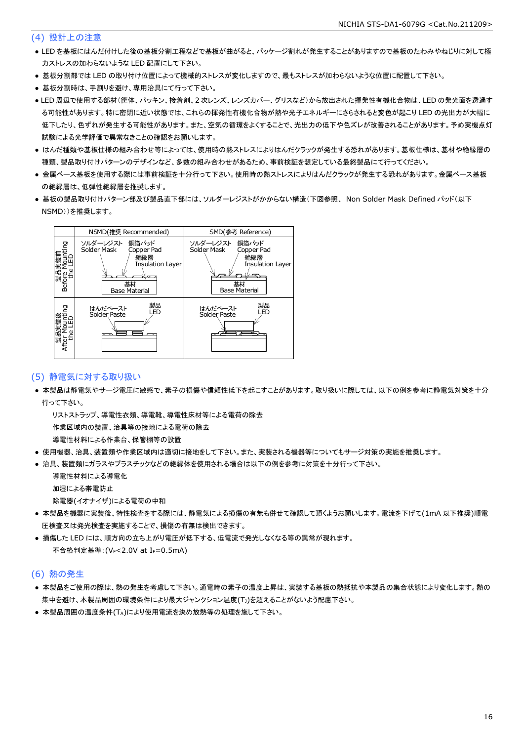## (4) 設計上の注意

- LED を基板にはんだ付けした後の基板分割工程などで基板が曲がると、パッケージ割れが発生することがありますので基板のたわみやねじりに対して極力ストレスの加わらないような LED 配置にして下さい。
- 基板分割部では LED の取り付け位置によって機械的ストレスが変化しますので、最もストレスが加わらないような位置に配置して下さい。
- 基板分割時は、手割りを避け、専用治具にて行って下さい。
- LED 周辺で使用する部材(筐体、パッキン、接着剤、2 次レンズ、レンズカバー、グリスなど)から放出された揮発性有機化合物は、LED の発光面を透過する可能性があります。特に密閉に近い状態では、これらの揮発性有機化合物が熱や光子エネルギーにさらされると変色が起こり LED の光出力が大幅に低下したり、色ずれが発生する可能性があります。また、空気の循環をよくすることで、光出力の低下や色ズレが改善されることがあります。予め実機点灯試験による光学評価で異常なきことの確認をお願いします。
- はんだ種類や基板仕様の組み合わせ等によっては、使用時の熱ストレスによりはんだクラックが発生する恐れがあります。基板仕様は、基材や絶縁層の種類、製品取り付けパターンのデザインなど、多数の組み合わせがあるため、事前検証を想定している最終製品にて行ってください。
- 金属ベース基板を使用する際には事前検証を十分行って下さい。使用時の熱ストレスによりはんだクラックが発生する恐れがあります。金属ベース基板の絶縁層は、低弾性絶縁層を推奨します。
- 基板の製品取り付けパターン部及び製品直下部には、ソルダーレジストがかからない構造(下図参照、 Non Solder Mask Defined パッド(以下 NSMD))を推奨します。

| | NSMD(推奨 Recommended) | SMD(参考 Reference) |
|---|---|---|
| 製品実装前 Before Mounting the LED | ソルダーレジスト Solder Mask / 銅箔パッド Copper Pad / 絶縁層 Insulation Layer / 基材 Base Material | ソルダーレジスト Solder Mask / 銅箔パッド Copper Pad / 絶縁層 Insulation Layer / 基材 Base Material |
| 製品実装後 After Mounting the LED | はんだペースト Solder Paste / 製品 LED | はんだペースト Solder Paste / 製品 LED |

## (5) 静電気に対する取り扱い

- 本製品は静電気やサージ電圧に敏感で、素子の損傷や信頼性低下を起こすことがあります。取り扱いに際しては、以下の例を参考に静電気対策を十分行って下さい。
  - リストストラップ、導電性衣類、導電靴、導電性床材等による電荷の除去
  - 作業区域内の装置、治具等の接地による電荷の除去
  - 導電性材料による作業台、保管棚等の設置
- 使用機器、治具、装置類や作業区域内は適切に接地をして下さい。また、実装される機器等についてもサージ対策の実施を推奨します。
- 治具、装置類にガラスやプラスチックなどの絶縁体を使用される場合は以下の例を参考に対策を十分行って下さい。
  - 導電性材料による導電化
  - 加湿による帯電防止
  - 除電器(イオナイザ)による電荷の中和
- 本製品を機器に実装後、特性検査をする際には、静電気による損傷の有無も併せて確認して頂くようお願いします。電流を下げて(1mA 以下推奨)順電圧検査又は発光検査を実施することで、損傷の有無は検出できます。
- 損傷した LED には、順方向の立ち上がり電圧が低下する、低電流で発光しなくなる等の異常が現れます。
  - 不合格判定基準:($V_F$<2.0V at $I_F$=0.5mA)

## (6) 熱の発生

- 本製品をご使用の際は、熱の発生を考慮して下さい。通電時の素子の温度上昇は、実装する基板の熱抵抗や本製品の集合状態により変化します。熱の集中を避け、本製品周囲の環境条件により最大ジャンクション温度($T_J$)を超えることがないよう配慮下さい。
- 本製品周囲の温度条件($T_A$)により使用電流を決め放熱等の処理を施して下さい。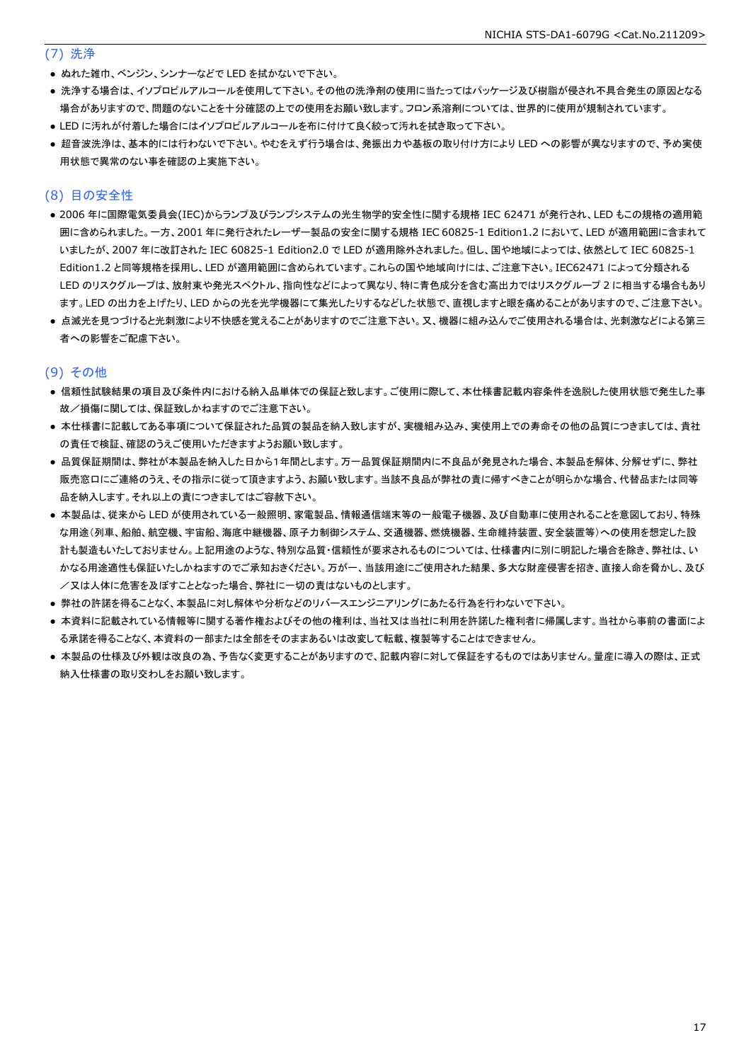## (7) 洗浄

- ぬれた雑巾、ベンジン、シンナーなどで LED を拭かないで下さい。
- 洗浄する場合は、イソプロピルアルコールを使用して下さい。その他の洗浄剤の使用に当たってはパッケージ及び樹脂が侵され不具合発生の原因となる場合がありますので、問題のないことを十分確認の上での使用をお願い致します。フロン系溶剤については、世界的に使用が規制されています。
- LED に汚れが付着した場合にはイソプロピルアルコールを布に付けて良く絞って汚れを拭き取って下さい。
- 超音波洗浄は、基本的には行わないで下さい。やむをえず行う場合は、発振出力や基板の取り付け方により LED への影響が異なりますので、予め実使用状態で異常のない事を確認の上実施下さい。

## (8) 目の安全性

- 2006 年に国際電気委員会(IEC)からランプ及びランプシステムの光生物学的安全性に関する規格 IEC 62471 が発行され、LED もこの規格の適用範囲に含められました。一方、2001 年に発行されたレーザー製品の安全に関する規格 IEC 60825-1 Edition1.2 において、LED が適用範囲に含まれていましたが、2007 年に改訂された IEC 60825-1 Edition2.0 で LED が適用除外されました。但し、国や地域によっては、依然として IEC 60825-1 Edition1.2 と同等規格を採用し、LED が適用範囲に含められています。これらの国や地域向けには、ご注意下さい。IEC62471 によって分類される LED のリスクグループは、放射束や発光スペクトル、指向性などによって異なり、特に青色成分を含む高出力ではリスクグループ 2 に相当する場合もあります。LED の出力を上げたり、LED からの光を光学機器にて集光したりするなどした状態で、直視しますと眼を痛めることがありますので、ご注意下さい。
- 点滅光を見つづけると光刺激により不快感を覚えることがありますのでご注意下さい。又、機器に組み込んでご使用される場合は、光刺激などによる第三者への影響をご配慮下さい。

## (9) その他

- 信頼性試験結果の項目及び条件内における納入品単体での保証と致します。ご使用に際して、本仕様書記載内容条件を逸脱した使用状態で発生した事故／損傷に関しては、保証致しかねますのでご注意下さい。
- 本仕様書に記載してある事項について保証された品質の製品を納入致しますが、実機組み込み、実使用上での寿命その他の品質につきましては、貴社の責任で検証、確認のうえご使用いただきますようお願い致します。
- 品質保証期間は、弊社が本製品を納入した日から1年間とします。万一品質保証期間内に不良品が発見された場合、本製品を解体、分解せずに、弊社販売窓口にご連絡のうえ、その指示に従って頂きますよう、お願い致します。当該不良品が弊社の責に帰すべきことが明らかな場合、代替品または同等品を納入します。それ以上の責につきましてはご容赦下さい。
- 本製品は、従来から LED が使用されている一般照明、家電製品、情報通信端末等の一般電子機器、及び自動車に使用されることを意図しており、特殊な用途（列車、船舶、航空機、宇宙船、海底中継機器、原子力制御システム、交通機器、燃焼機器、生命維持装置、安全装置等）への使用を想定した設計も製造もいたしておりません。上記用途のような、特別な品質･信頼性が要求されるものについては、仕様書内に別に明記した場合を除き、弊社は、いかなる用途適性も保証いたしかねますのでご承知おきください。万が一、当該用途にご使用された結果、多大な財産侵害を招き、直接人命を脅かし、及び／又は人体に危害を及ぼすこととなった場合、弊社に一切の責はないものとします。
- 弊社の許諾を得ることなく、本製品に対し解体や分析などのリバースエンジニアリングにあたる行為を行わないで下さい。
- 本資料に記載されている情報等に関する著作権およびその他の権利は、当社又は当社に利用を許諾した権利者に帰属します。当社から事前の書面による承諾を得ることなく、本資料の一部または全部をそのままあるいは改変して転載、複製等することはできません。
- 本製品の仕様及び外観は改良の為、予告なく変更することがありますので、記載内容に対して保証をするものではありません。量産に導入の際は、正式納入仕様書の取り交わしをお願い致します。